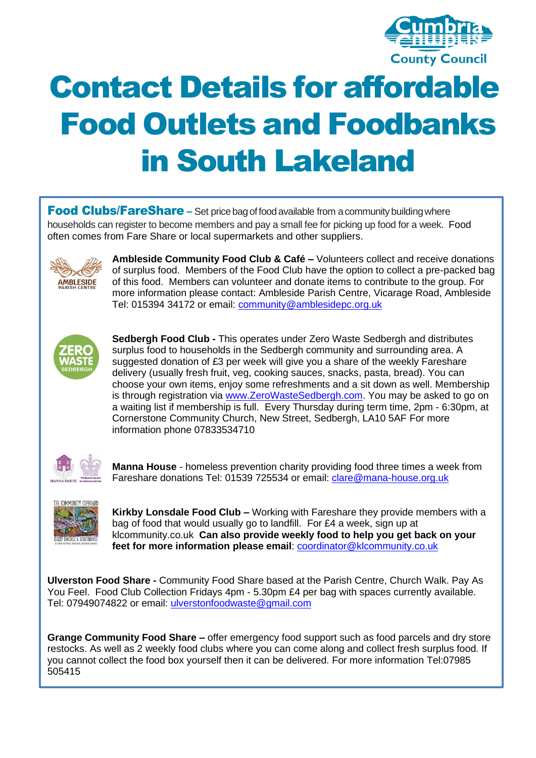Cumbria County Council

# Contact Details for affordable Food Outlets and Foodbanks in South Lakeland

**Food Clubs/FareShare** – Set price bag of food available from a community building where households can register to become members and pay a small fee for picking up food for a week. Food often comes from Fare Share or local supermarkets and other suppliers.

**Ambleside Community Food Club & Café –** Volunteers collect and receive donations of surplus food. Members of the Food Club have the option to collect a pre-packed bag of this food. Members can volunteer and donate items to contribute to the group. For more information please contact: Ambleside Parish Centre, Vicarage Road, Ambleside Tel: 015394 34172 or email: community@amblesidepc.org.uk

**Sedbergh Food Club -** This operates under Zero Waste Sedbergh and distributes surplus food to households in the Sedbergh community and surrounding area. A suggested donation of £3 per week will give you a share of the weekly Fareshare delivery (usually fresh fruit, veg, cooking sauces, snacks, pasta, bread). You can choose your own items, enjoy some refreshments and a sit down as well. Membership is through registration via www.ZeroWasteSedbergh.com. You may be asked to go on a waiting list if membership is full. Every Thursday during term time, 2pm - 6:30pm, at Cornerstone Community Church, New Street, Sedbergh, LA10 5AF For more information phone 07833534710

**Manna House** - homeless prevention charity providing food three times a week from Fareshare donations Tel: 01539 725534 or email: clare@mana-house.org.uk

**Kirkby Lonsdale Food Club –** Working with Fareshare they provide members with a bag of food that would usually go to landfill. For £4 a week, sign up at klcommunity.co.uk **Can also provide weekly food to help you get back on your feet for more information please email**: coordinator@klcommunity.co.uk

**Ulverston Food Share -** Community Food Share based at the Parish Centre, Church Walk. Pay As You Feel. Food Club Collection Fridays 4pm - 5.30pm £4 per bag with spaces currently available. Tel: 07949074822 or email: ulverstonfoodwaste@gmail.com

**Grange Community Food Share –** offer emergency food support such as food parcels and dry store restocks. As well as 2 weekly food clubs where you can come along and collect fresh surplus food. If you cannot collect the food box yourself then it can be delivered. For more information Tel:07985 505415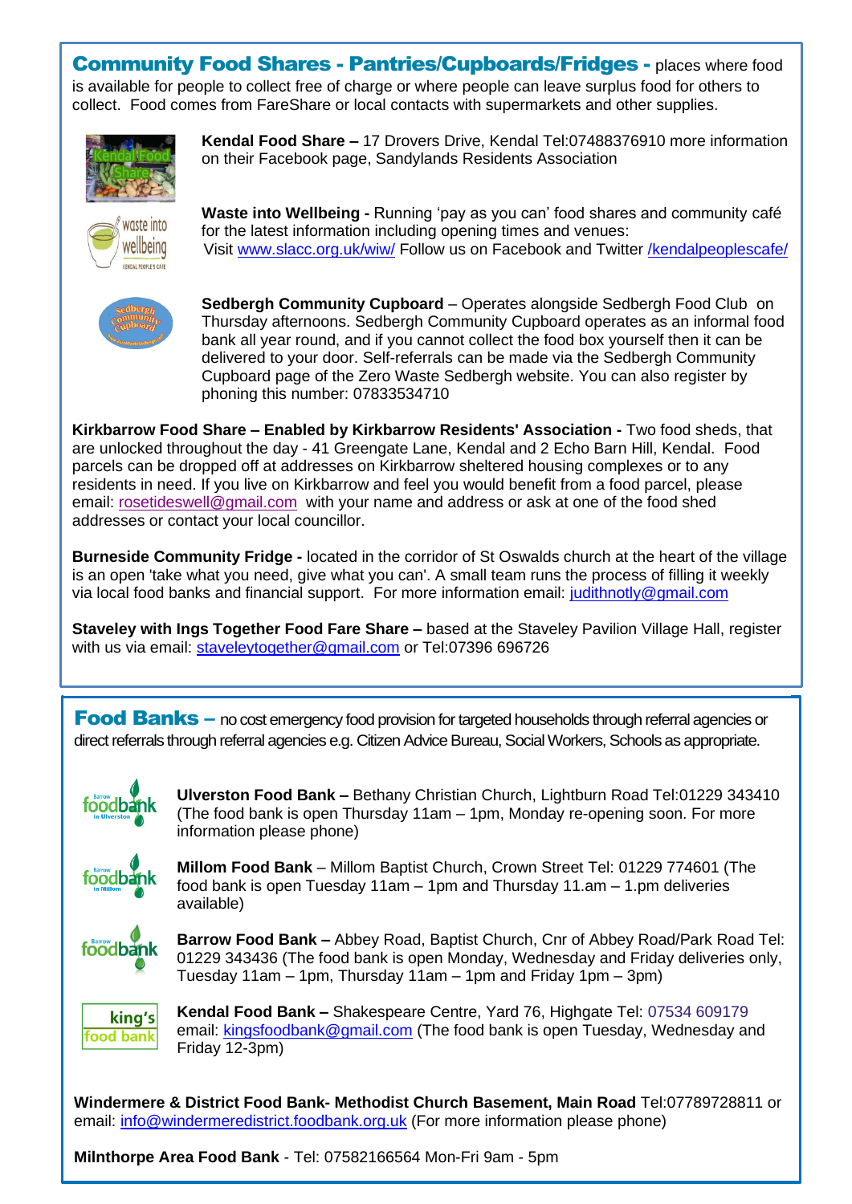## Community Food Shares - Pantries/Cupboards/Fridges - places where food is available for people to collect free of charge or where people can leave surplus food for others to collect. Food comes from FareShare or local contacts with supermarkets and other supplies.

**Kendal Food Share –** 17 Drovers Drive, Kendal Tel:07488376910 more information on their Facebook page, Sandylands Residents Association

**Waste into Wellbeing -** Running 'pay as you can' food shares and community café for the latest information including opening times and venues:
Visit www.slacc.org.uk/wiw/ Follow us on Facebook and Twitter /kendalpeoplescafe/

**Sedbergh Community Cupboard** – Operates alongside Sedbergh Food Club on Thursday afternoons. Sedbergh Community Cupboard operates as an informal food bank all year round, and if you cannot collect the food box yourself then it can be delivered to your door. Self-referrals can be made via the Sedbergh Community Cupboard page of the Zero Waste Sedbergh website. You can also register by phoning this number: 07833534710

**Kirkbarrow Food Share – Enabled by Kirkbarrow Residents' Association -** Two food sheds, that are unlocked throughout the day - 41 Greengate Lane, Kendal and 2 Echo Barn Hill, Kendal. Food parcels can be dropped off at addresses on Kirkbarrow sheltered housing complexes or to any residents in need. If you live on Kirkbarrow and feel you would benefit from a food parcel, please email: rosetideswell@gmail.com with your name and address or ask at one of the food shed addresses or contact your local councillor.

**Burneside Community Fridge -** located in the corridor of St Oswalds church at the heart of the village is an open 'take what you need, give what you can'. A small team runs the process of filling it weekly via local food banks and financial support. For more information email: judithnotly@gmail.com

**Staveley with Ings Together Food Fare Share –** based at the Staveley Pavilion Village Hall, register with us via email: staveleytogether@gmail.com or Tel:07396 696726

## Food Banks – no cost emergency food provision for targeted households through referral agencies or direct referrals through referral agencies e.g. Citizen Advice Bureau, Social Workers, Schools as appropriate.

**Ulverston Food Bank –** Bethany Christian Church, Lightburn Road Tel:01229 343410 (The food bank is open Thursday 11am – 1pm, Monday re-opening soon. For more information please phone)

**Millom Food Bank** – Millom Baptist Church, Crown Street Tel: 01229 774601 (The food bank is open Tuesday 11am – 1pm and Thursday 11.am – 1.pm deliveries available)

**Barrow Food Bank –** Abbey Road, Baptist Church, Cnr of Abbey Road/Park Road Tel: 01229 343436 (The food bank is open Monday, Wednesday and Friday deliveries only, Tuesday 11am – 1pm, Thursday 11am – 1pm and Friday 1pm – 3pm)

**Kendal Food Bank –** Shakespeare Centre, Yard 76, Highgate Tel: 07534 609179 email: kingsfoodbank@gmail.com (The food bank is open Tuesday, Wednesday and Friday 12-3pm)

**Windermere & District Food Bank- Methodist Church Basement, Main Road** Tel:07789728811 or email: info@windermeredistrict.foodbank.org.uk (For more information please phone)

**Milnthorpe Area Food Bank** - Tel: 07582166564 Mon-Fri 9am - 5pm